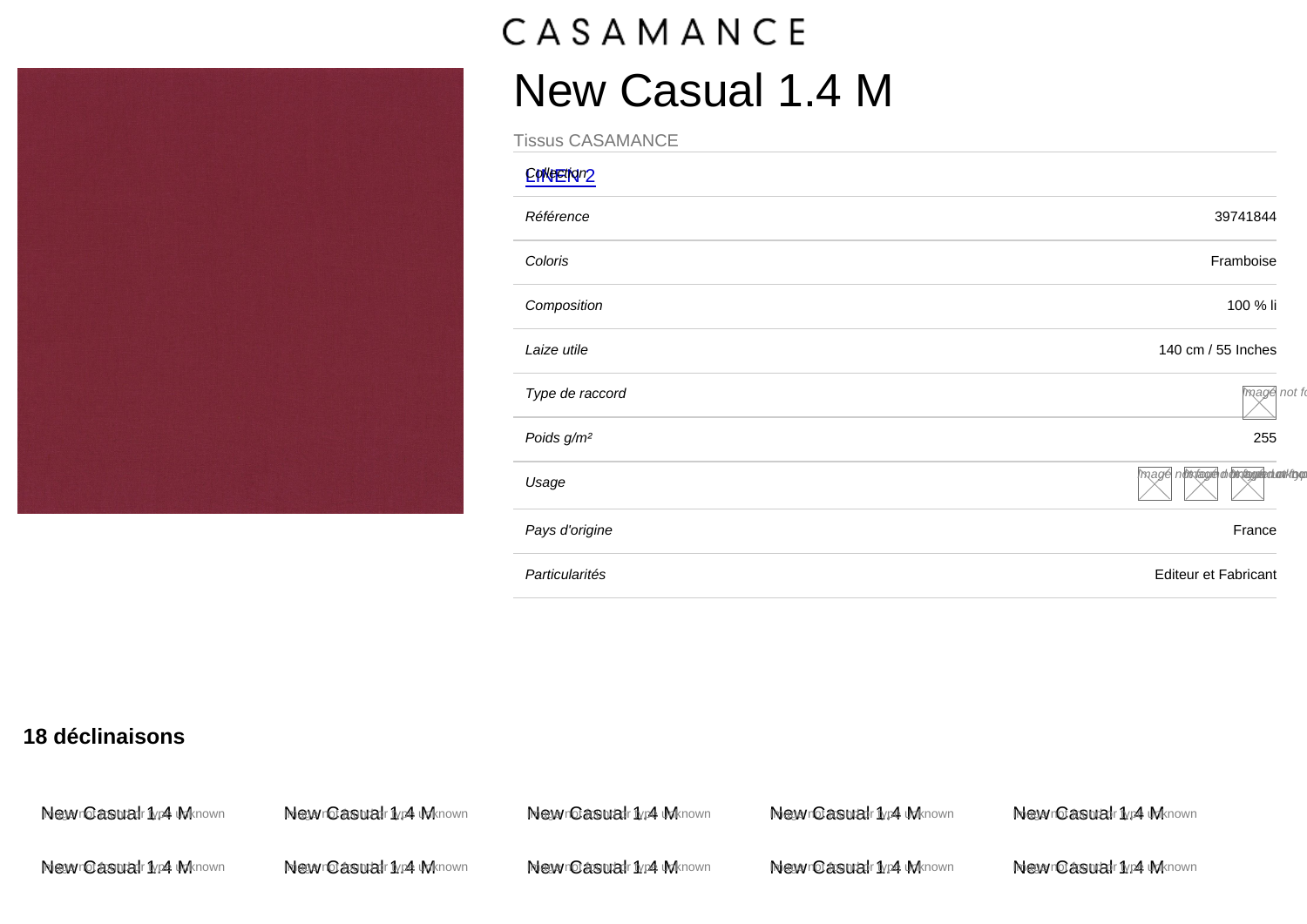CASAMANCE

# New Casual 1.4 M

Tissus CASAMANCE

| | |
|---|---|
| *Collection* | LINEN 2 |
| *Référence* | 39741844 |
| *Coloris* | Framboise |
| *Composition* | 100 % li |
| *Laize utile* | 140 cm / 55 Inches |
| *Type de raccord* | |
| *Poids g/m²* | 255 |
| *Usage* | |
| *Pays d'origine* | France |
| *Particularités* | Editeur et Fabricant |

## 18 déclinaisons

New Casual 1.4 M

New Casual 1.4 M

New Casual 1.4 M

New Casual 1.4 M

New Casual 1.4 M

New Casual 1.4 M

New Casual 1.4 M

New Casual 1.4 M

New Casual 1.4 M

New Casual 1.4 M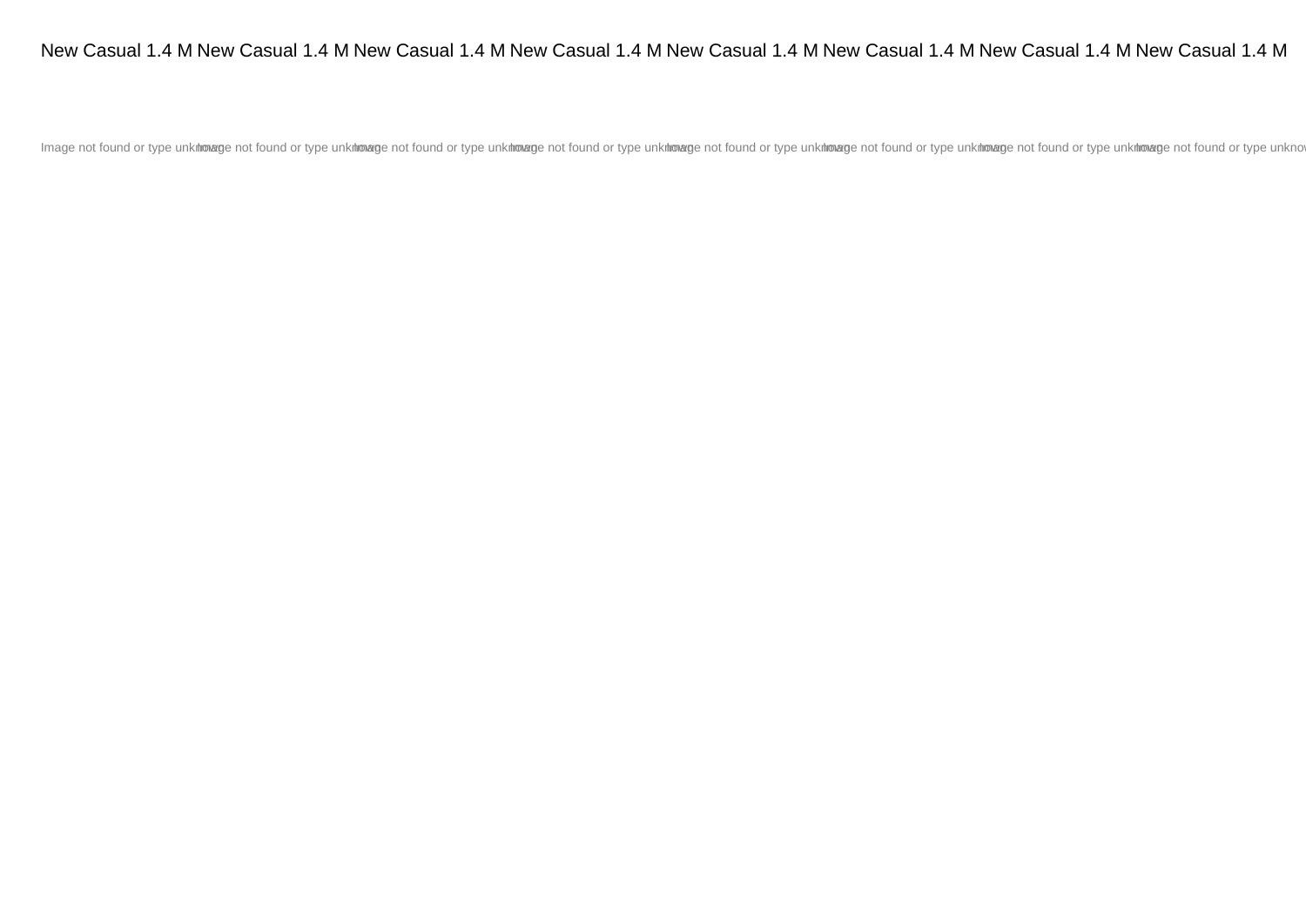New Casual 1.4 M New Casual 1.4 M New Casual 1.4 M New Casual 1.4 M New Casual 1.4 M New Casual 1.4 M New Casual 1.4 M New Casual 1.4 M

Image not found or type unknown Image not found or type unknown Image not found or type unknown Image not found or type unknown Image not found or type unknown Image not found or type unknown Image not found or type unknown Image not found or type unknown